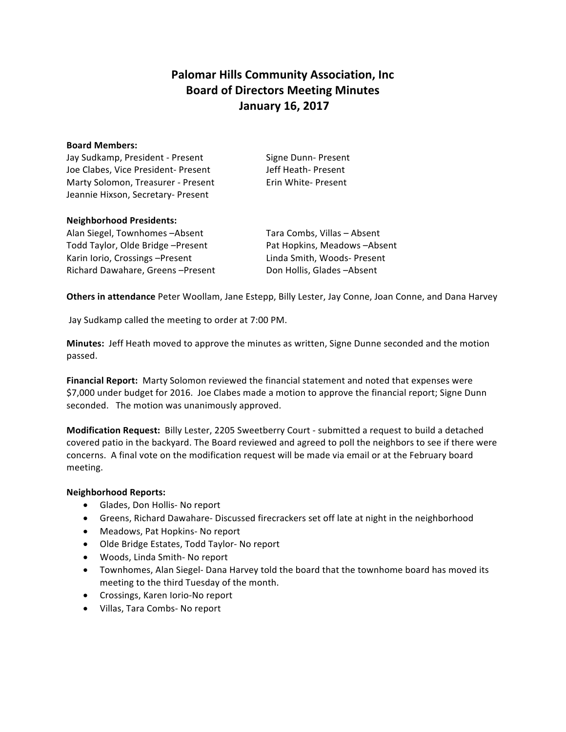# Palomar Hills Community Association, Inc
# Board of Directors Meeting Minutes
# January 16, 2017

**Board Members:**

Jay Sudkamp, President - Present
Joe Clabes, Vice President- Present
Marty Solomon, Treasurer - Present
Jeannie Hixson, Secretary- Present
Signe Dunn- Present
Jeff Heath- Present
Erin White- Present

**Neighborhood Presidents:**

Alan Siegel, Townhomes –Absent
Todd Taylor, Olde Bridge –Present
Karin Iorio, Crossings –Present
Richard Dawahare, Greens –Present
Tara Combs, Villas – Absent
Pat Hopkins, Meadows –Absent
Linda Smith, Woods- Present
Don Hollis, Glades –Absent

**Others in attendance** Peter Woollam, Jane Estepp, Billy Lester, Jay Conne, Joan Conne, and Dana Harvey

Jay Sudkamp called the meeting to order at 7:00 PM.

**Minutes:** Jeff Heath moved to approve the minutes as written, Signe Dunne seconded and the motion passed.

**Financial Report:** Marty Solomon reviewed the financial statement and noted that expenses were $7,000 under budget for 2016. Joe Clabes made a motion to approve the financial report; Signe Dunn seconded. The motion was unanimously approved.

**Modification Request:** Billy Lester, 2205 Sweetberry Court - submitted a request to build a detached covered patio in the backyard. The Board reviewed and agreed to poll the neighbors to see if there were concerns. A final vote on the modification request will be made via email or at the February board meeting.

**Neighborhood Reports:**

- Glades, Don Hollis- No report
- Greens, Richard Dawahare- Discussed firecrackers set off late at night in the neighborhood
- Meadows, Pat Hopkins- No report
- Olde Bridge Estates, Todd Taylor- No report
- Woods, Linda Smith- No report
- Townhomes, Alan Siegel- Dana Harvey told the board that the townhome board has moved its meeting to the third Tuesday of the month.
- Crossings, Karen Iorio-No report
- Villas, Tara Combs- No report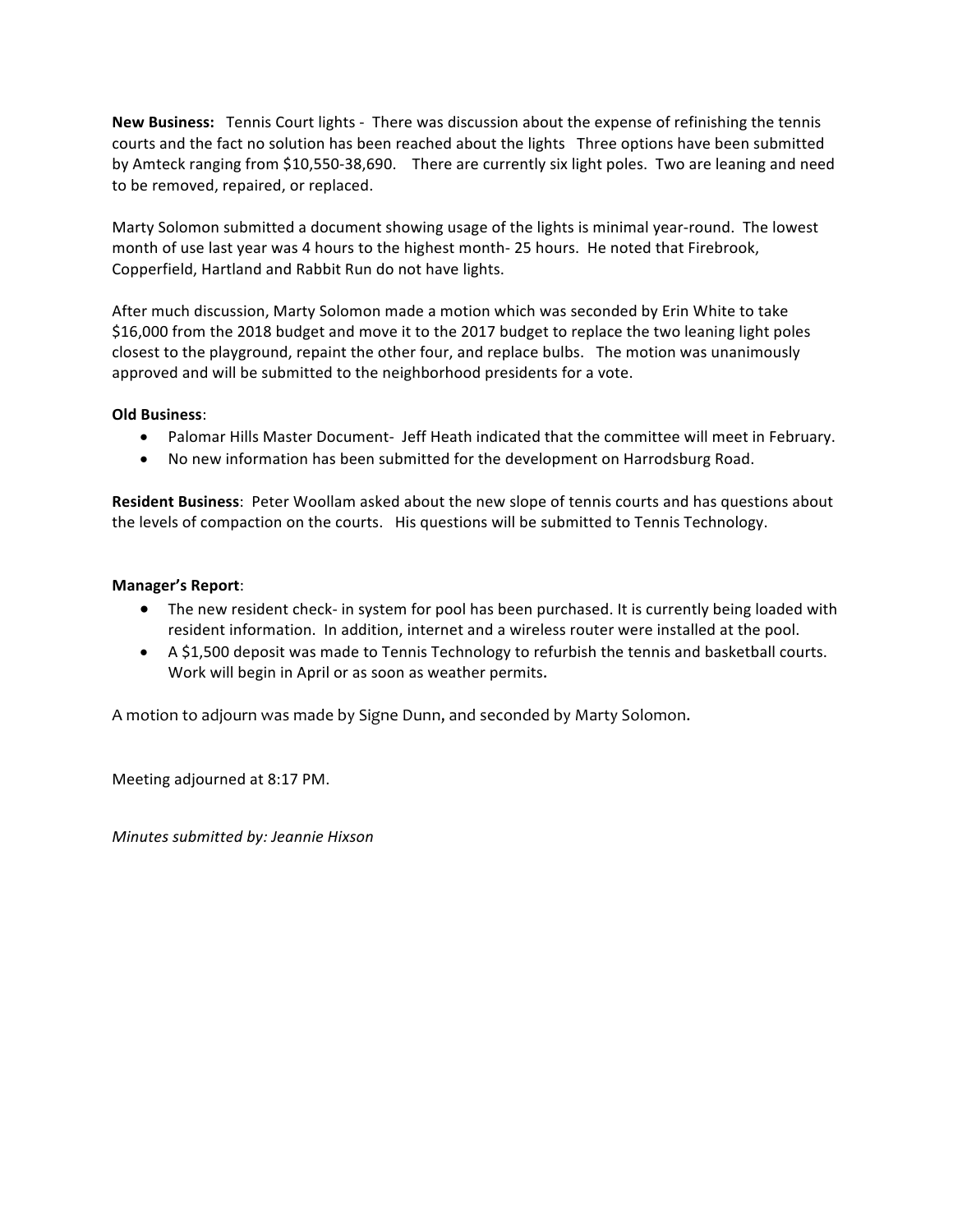**New Business:** Tennis Court lights - There was discussion about the expense of refinishing the tennis courts and the fact no solution has been reached about the lights Three options have been submitted by Amteck ranging from $10,550-38,690. There are currently six light poles. Two are leaning and need to be removed, repaired, or replaced.

Marty Solomon submitted a document showing usage of the lights is minimal year-round. The lowest month of use last year was 4 hours to the highest month- 25 hours. He noted that Firebrook, Copperfield, Hartland and Rabbit Run do not have lights.

After much discussion, Marty Solomon made a motion which was seconded by Erin White to take $16,000 from the 2018 budget and move it to the 2017 budget to replace the two leaning light poles closest to the playground, repaint the other four, and replace bulbs. The motion was unanimously approved and will be submitted to the neighborhood presidents for a vote.

**Old Business**:

- Palomar Hills Master Document- Jeff Heath indicated that the committee will meet in February.
- No new information has been submitted for the development on Harrodsburg Road.

**Resident Business**: Peter Woollam asked about the new slope of tennis courts and has questions about the levels of compaction on the courts. His questions will be submitted to Tennis Technology.

**Manager's Report**:

- The new resident check- in system for pool has been purchased. It is currently being loaded with resident information. In addition, internet and a wireless router were installed at the pool.
- A $1,500 deposit was made to Tennis Technology to refurbish the tennis and basketball courts. Work will begin in April or as soon as weather permits.

A motion to adjourn was made by Signe Dunn, and seconded by Marty Solomon.

Meeting adjourned at 8:17 PM.

*Minutes submitted by: Jeannie Hixson*